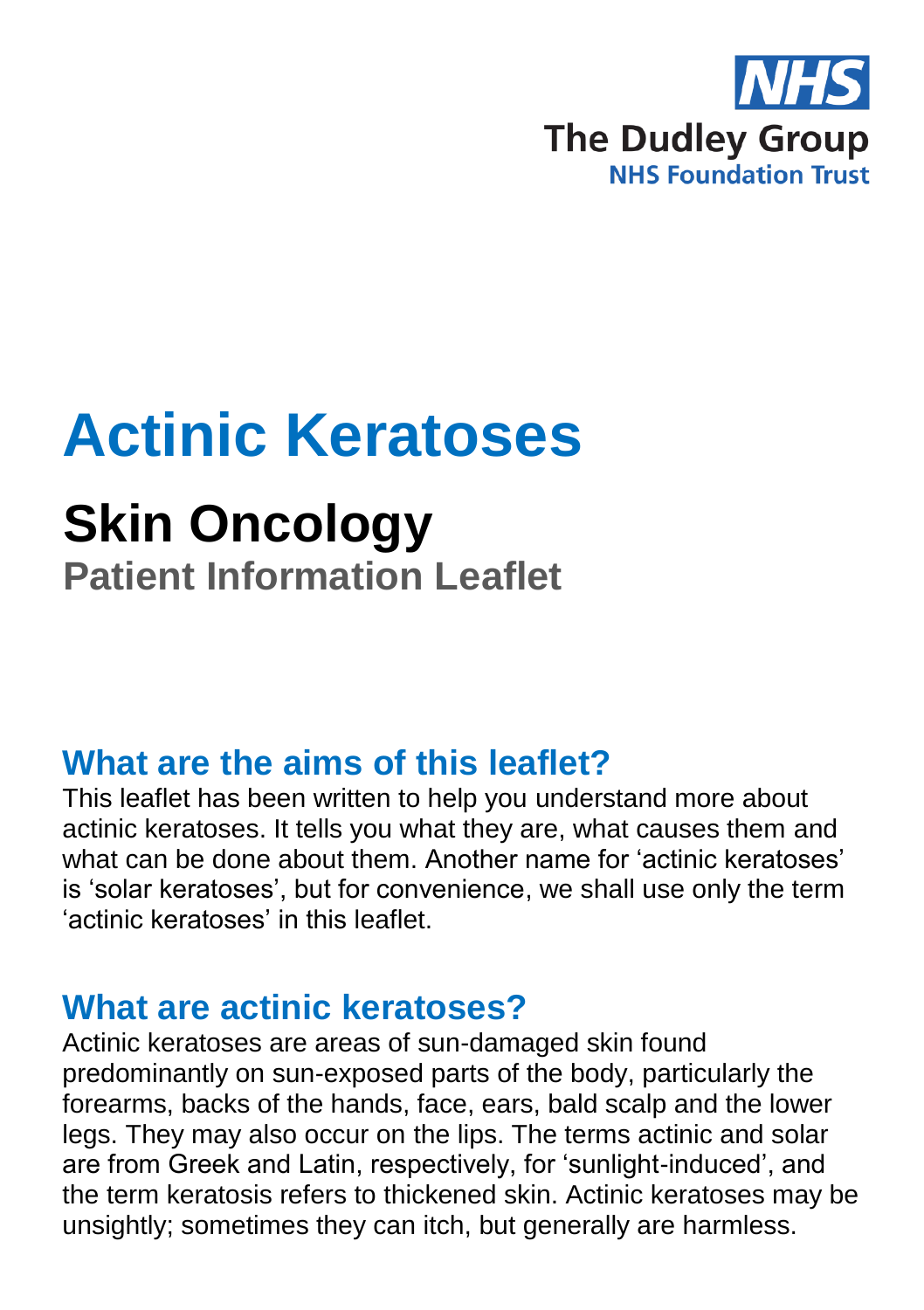The Dudley Group
NHS Foundation Trust

# Actinic Keratoses

## Skin Oncology

### Patient Information Leaflet

## What are the aims of this leaflet?

This leaflet has been written to help you understand more about actinic keratoses. It tells you what they are, what causes them and what can be done about them. Another name for 'actinic keratoses' is 'solar keratoses', but for convenience, we shall use only the term 'actinic keratoses' in this leaflet.

## What are actinic keratoses?

Actinic keratoses are areas of sun-damaged skin found predominantly on sun-exposed parts of the body, particularly the forearms, backs of the hands, face, ears, bald scalp and the lower legs. They may also occur on the lips. The terms actinic and solar are from Greek and Latin, respectively, for 'sunlight-induced', and the term keratosis refers to thickened skin. Actinic keratoses may be unsightly; sometimes they can itch, but generally are harmless.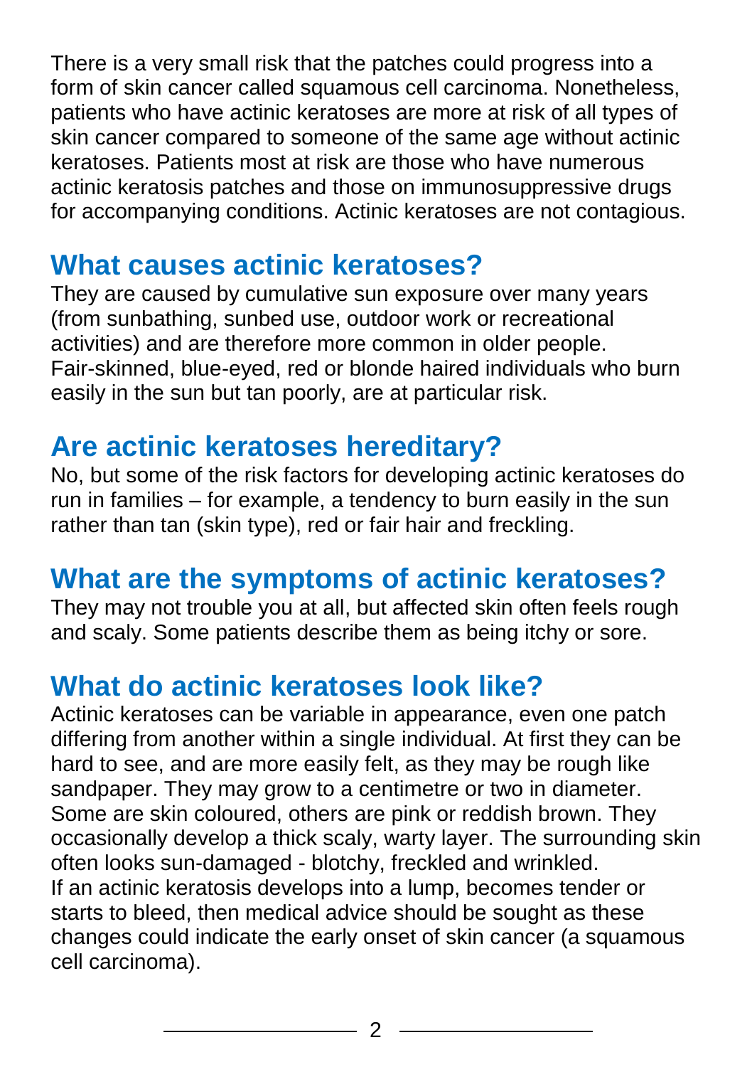There is a very small risk that the patches could progress into a form of skin cancer called squamous cell carcinoma. Nonetheless, patients who have actinic keratoses are more at risk of all types of skin cancer compared to someone of the same age without actinic keratoses. Patients most at risk are those who have numerous actinic keratosis patches and those on immunosuppressive drugs for accompanying conditions. Actinic keratoses are not contagious.

## What causes actinic keratoses?

They are caused by cumulative sun exposure over many years (from sunbathing, sunbed use, outdoor work or recreational activities) and are therefore more common in older people. Fair-skinned, blue-eyed, red or blonde haired individuals who burn easily in the sun but tan poorly, are at particular risk.

## Are actinic keratoses hereditary?

No, but some of the risk factors for developing actinic keratoses do run in families – for example, a tendency to burn easily in the sun rather than tan (skin type), red or fair hair and freckling.

## What are the symptoms of actinic keratoses?

They may not trouble you at all, but affected skin often feels rough and scaly. Some patients describe them as being itchy or sore.

## What do actinic keratoses look like?

Actinic keratoses can be variable in appearance, even one patch differing from another within a single individual. At first they can be hard to see, and are more easily felt, as they may be rough like sandpaper. They may grow to a centimetre or two in diameter. Some are skin coloured, others are pink or reddish brown. They occasionally develop a thick scaly, warty layer. The surrounding skin often looks sun-damaged - blotchy, freckled and wrinkled.
If an actinic keratosis develops into a lump, becomes tender or starts to bleed, then medical advice should be sought as these changes could indicate the early onset of skin cancer (a squamous cell carcinoma).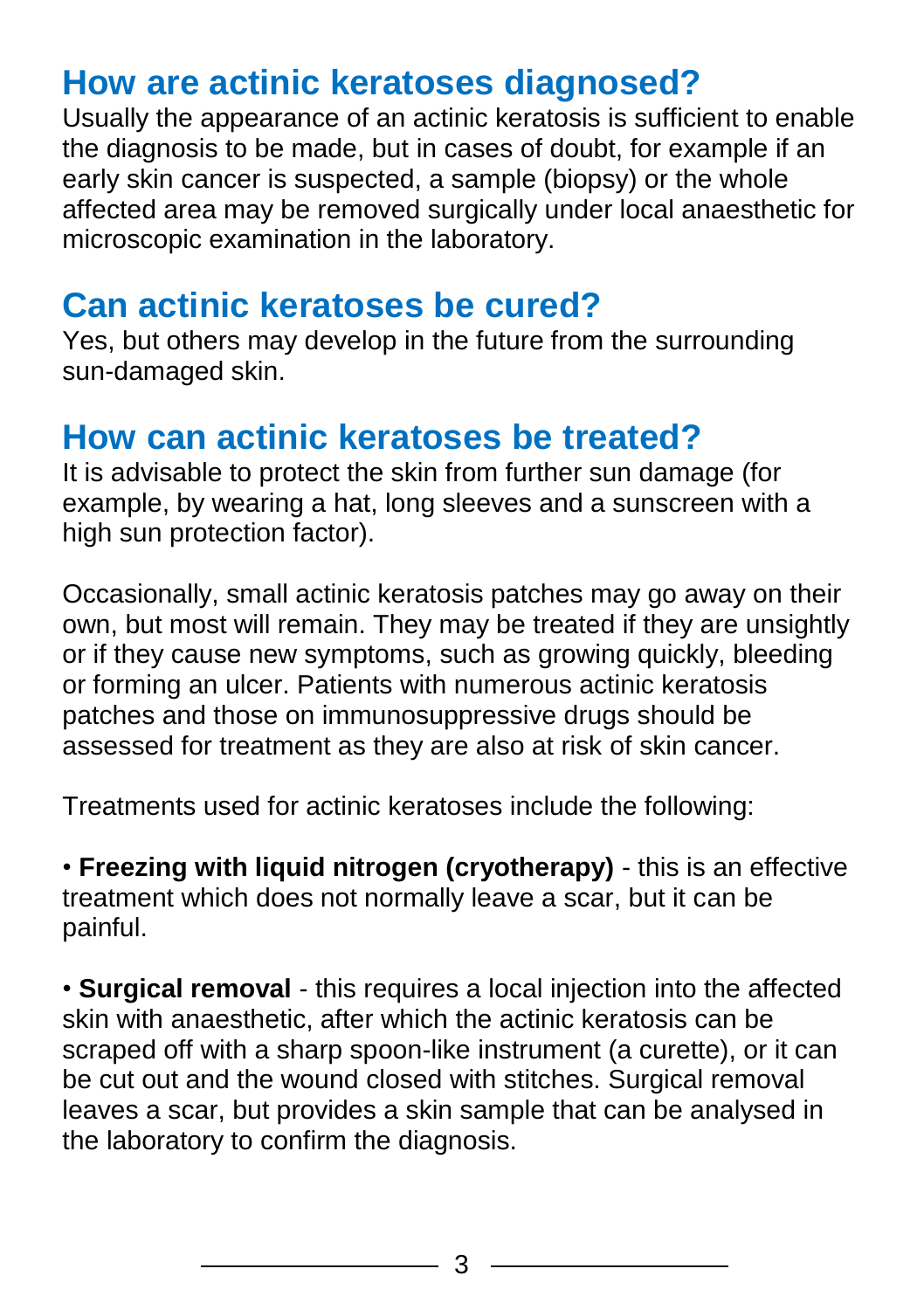## How are actinic keratoses diagnosed?

Usually the appearance of an actinic keratosis is sufficient to enable the diagnosis to be made, but in cases of doubt, for example if an early skin cancer is suspected, a sample (biopsy) or the whole affected area may be removed surgically under local anaesthetic for microscopic examination in the laboratory.

## Can actinic keratoses be cured?

Yes, but others may develop in the future from the surrounding sun-damaged skin.

## How can actinic keratoses be treated?

It is advisable to protect the skin from further sun damage (for example, by wearing a hat, long sleeves and a sunscreen with a high sun protection factor).

Occasionally, small actinic keratosis patches may go away on their own, but most will remain. They may be treated if they are unsightly or if they cause new symptoms, such as growing quickly, bleeding or forming an ulcer. Patients with numerous actinic keratosis patches and those on immunosuppressive drugs should be assessed for treatment as they are also at risk of skin cancer.

Treatments used for actinic keratoses include the following:

- **Freezing with liquid nitrogen (cryotherapy)** - this is an effective treatment which does not normally leave a scar, but it can be painful.

- **Surgical removal** - this requires a local injection into the affected skin with anaesthetic, after which the actinic keratosis can be scraped off with a sharp spoon-like instrument (a curette), or it can be cut out and the wound closed with stitches. Surgical removal leaves a scar, but provides a skin sample that can be analysed in the laboratory to confirm the diagnosis.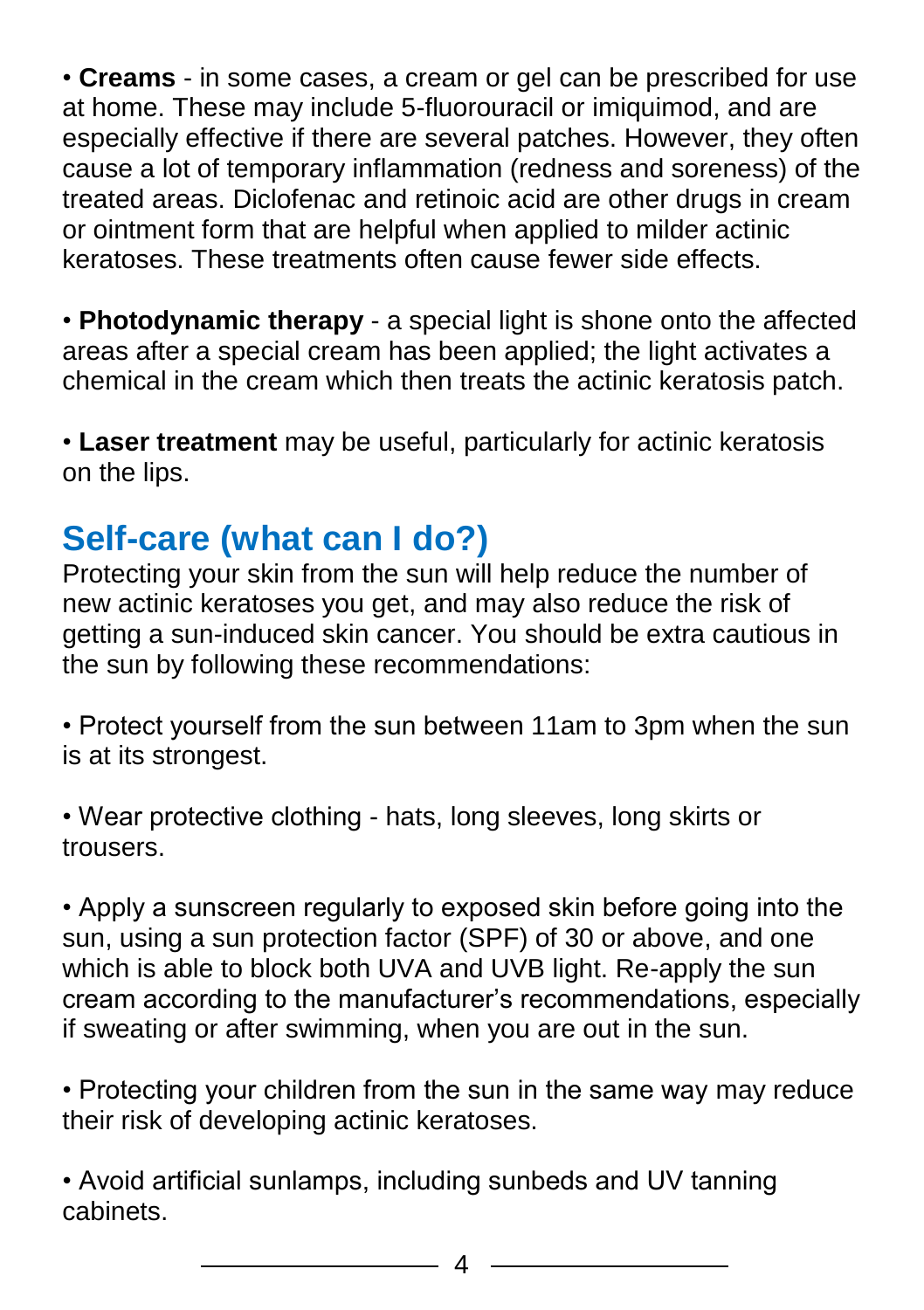- **Creams** - in some cases, a cream or gel can be prescribed for use at home. These may include 5-fluorouracil or imiquimod, and are especially effective if there are several patches. However, they often cause a lot of temporary inflammation (redness and soreness) of the treated areas. Diclofenac and retinoic acid are other drugs in cream or ointment form that are helpful when applied to milder actinic keratoses. These treatments often cause fewer side effects.

- **Photodynamic therapy** - a special light is shone onto the affected areas after a special cream has been applied; the light activates a chemical in the cream which then treats the actinic keratosis patch.

- **Laser treatment** may be useful, particularly for actinic keratosis on the lips.

## Self-care (what can I do?)

Protecting your skin from the sun will help reduce the number of new actinic keratoses you get, and may also reduce the risk of getting a sun-induced skin cancer. You should be extra cautious in the sun by following these recommendations:

- Protect yourself from the sun between 11am to 3pm when the sun is at its strongest.

- Wear protective clothing - hats, long sleeves, long skirts or trousers.

- Apply a sunscreen regularly to exposed skin before going into the sun, using a sun protection factor (SPF) of 30 or above, and one which is able to block both UVA and UVB light. Re-apply the sun cream according to the manufacturer's recommendations, especially if sweating or after swimming, when you are out in the sun.

- Protecting your children from the sun in the same way may reduce their risk of developing actinic keratoses.

- Avoid artificial sunlamps, including sunbeds and UV tanning cabinets.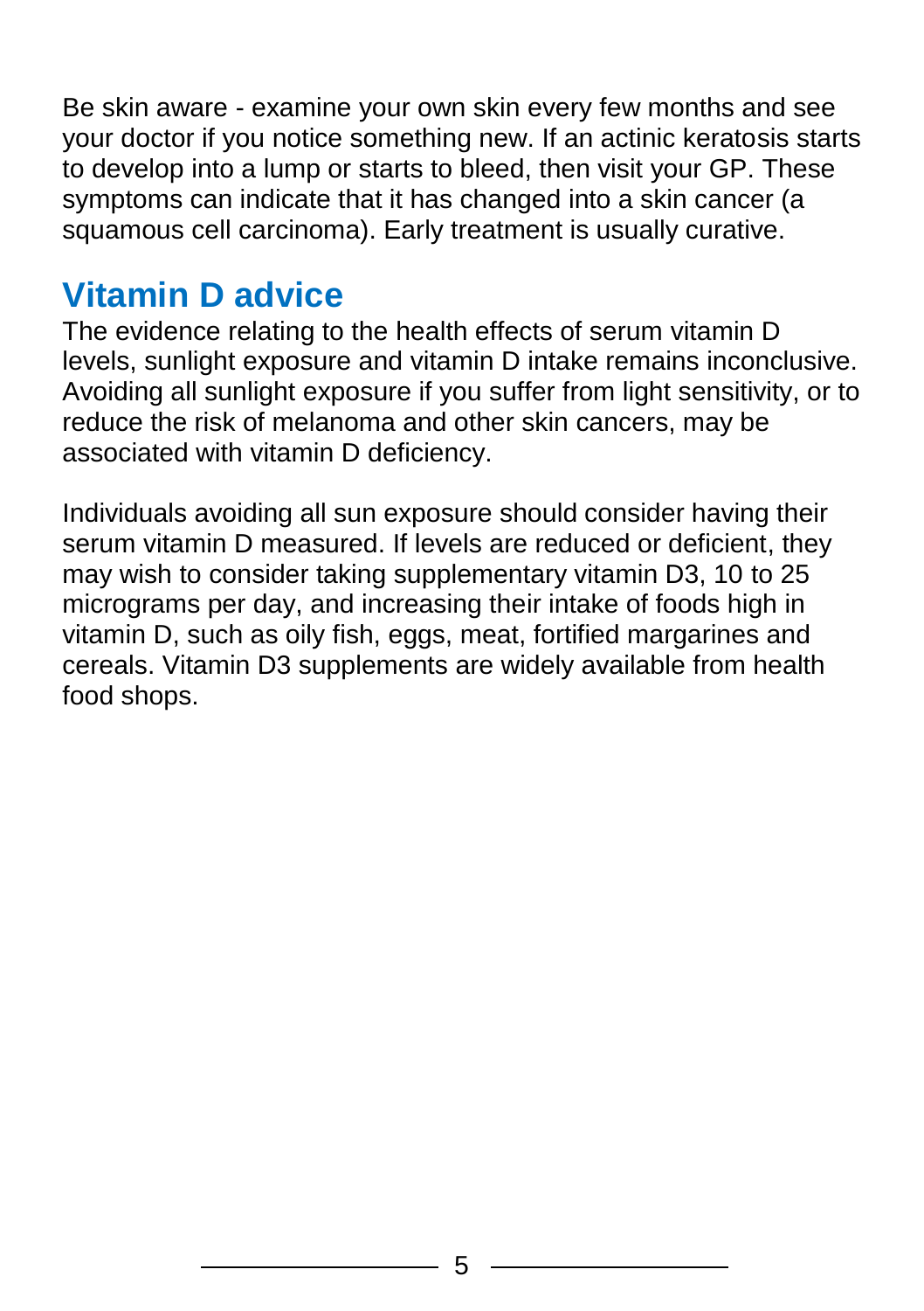Be skin aware - examine your own skin every few months and see your doctor if you notice something new. If an actinic keratosis starts to develop into a lump or starts to bleed, then visit your GP. These symptoms can indicate that it has changed into a skin cancer (a squamous cell carcinoma). Early treatment is usually curative.

## Vitamin D advice

The evidence relating to the health effects of serum vitamin D levels, sunlight exposure and vitamin D intake remains inconclusive. Avoiding all sunlight exposure if you suffer from light sensitivity, or to reduce the risk of melanoma and other skin cancers, may be associated with vitamin D deficiency.

Individuals avoiding all sun exposure should consider having their serum vitamin D measured. If levels are reduced or deficient, they may wish to consider taking supplementary vitamin D3, 10 to 25 micrograms per day, and increasing their intake of foods high in vitamin D, such as oily fish, eggs, meat, fortified margarines and cereals. Vitamin D3 supplements are widely available from health food shops.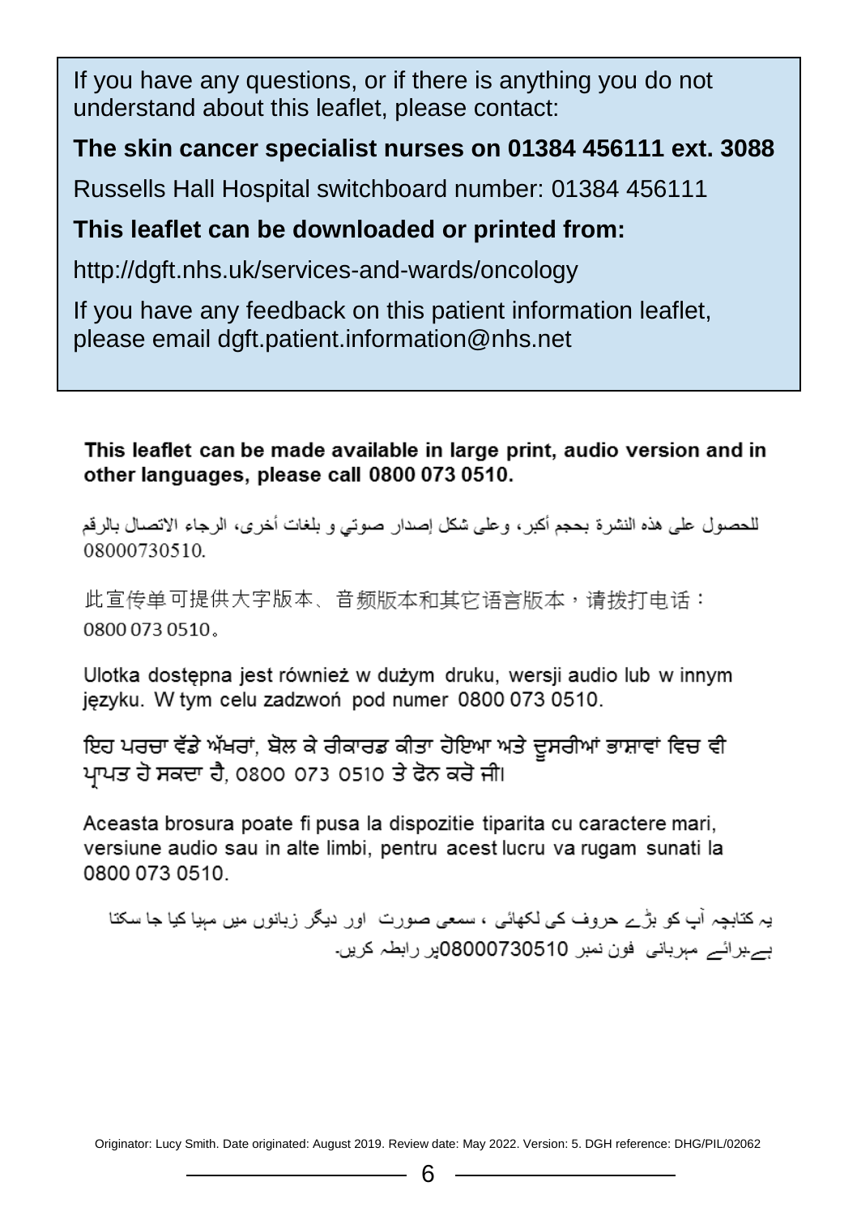If you have any questions, or if there is anything you do not understand about this leaflet, please contact:

**The skin cancer specialist nurses on 01384 456111 ext. 3088**

Russells Hall Hospital switchboard number: 01384 456111

**This leaflet can be downloaded or printed from:**

http://dgft.nhs.uk/services-and-wards/oncology

If you have any feedback on this patient information leaflet, please email dgft.patient.information@nhs.net

**This leaflet can be made available in large print, audio version and in other languages, please call 0800 073 0510.**

للحصول على هذه النشرة بحجم أكبر، وعلى شكل إصدار صوتي و بلغات أخرى، الرجاء الاتصال بالرقم 08000730510.

此宣传单可提供大字版本、音频版本和其它语言版本，请拨打电话：0800 073 0510。

Ulotka dostępna jest również w dużym druku, wersji audio lub w innym języku. W tym celu zadzwoń pod numer 0800 073 0510.

ਇਹ ਪਰਚਾ ਵੱਡੇ ਅੱਖਰਾਂ, ਬੋਲ ਕੇ ਰੀਕਾਰਡ ਕੀਤਾ ਹੋਇਆ ਅਤੇ ਦੂਸਰੀਆਂ ਭਾਸ਼ਾਵਾਂ ਵਿਚ ਵੀ ਪ੍ਰਾਪਤ ਹੋ ਸਕਦਾ ਹੈ, 0800 073 0510 ਤੇ ਫੋਨ ਕਰੋ ਜੀ।

Aceasta brosura poate fi pusa la dispozitie tiparita cu caractere mari, versiune audio sau in alte limbi, pentru acest lucru va rugam sunati la 0800 073 0510.

یہ کتابچہ آپ کو بڑے حروف کی لکھائی ، سمعی صورت اور دیگر زبانوں میں مہیا کیا جا سکتا ہے۔برائے مہربانی فون نمبر 08000730510پر رابطہ کریں۔

Originator: Lucy Smith. Date originated: August 2019. Review date: May 2022. Version: 5. DGH reference: DHG/PIL/02062